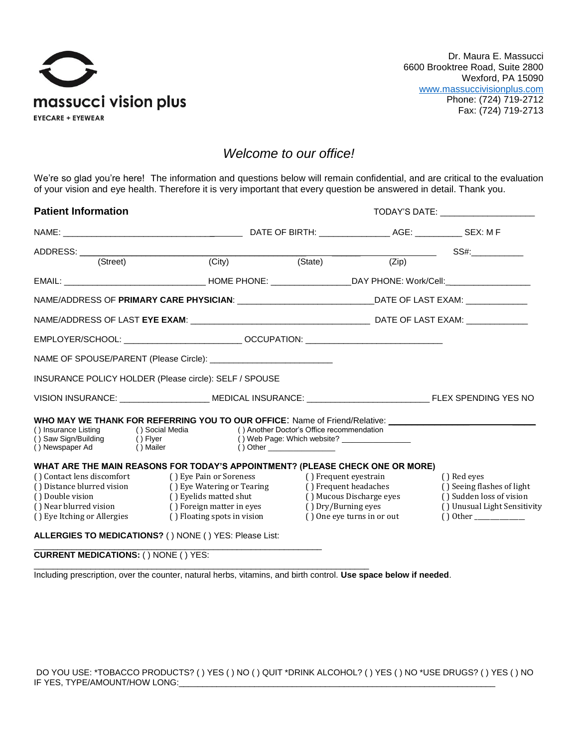massucci vision plus
EYECARE + EYEWEAR

Dr. Maura E. Massucci
6600 Brooktree Road, Suite 2800
Wexford, PA 15090
www.massuccivisionplus.com
Phone: (724) 719-2712
Fax: (724) 719-2713

## *Welcome to our office!*

We're so glad you're here! The information and questions below will remain confidential, and are critical to the evaluation of your vision and eye health. Therefore it is very important that every question be answered in detail. Thank you.

### Patient Information

TODAY'S DATE: ____________________

NAME: ____________________________________ DATE OF BIRTH: _______________ AGE: __________ SEX: M F

ADDRESS: ______________________________________________________________________ SS#:___________
(Street) (City) (State) (Zip)

EMAIL: _____________________________ HOME PHONE: ________________DAY PHONE: Work/Cell:_________________

NAME/ADDRESS OF **PRIMARY CARE PHYSICIAN**: ___________________________DATE OF LAST EXAM: _____________

NAME/ADDRESS OF LAST **EYE EXAM**: ____________________________________ DATE OF LAST EXAM: _____________

EMPLOYER/SCHOOL: ________________________ OCCUPATION: ____________________________

NAME OF SPOUSE/PARENT (Please Circle): __________________________

INSURANCE POLICY HOLDER (Please circle): SELF / SPOUSE

VISION INSURANCE: ___________________ MEDICAL INSURANCE: _________________________ FLEX SPENDING YES NO

**WHO MAY WE THANK FOR REFERRING YOU TO OUR OFFICE**: Name of Friend/Relative: ______________________________

- ( ) Insurance Listing
- ( ) Saw Sign/Building
- ( ) Newspaper Ad
- ( ) Social Media
- ( ) Flyer
- ( ) Mailer
- ( ) Another Doctor's Office recommendation
- ( ) Web Page: Which website? ________________
- ( ) Other ________________

**WHAT ARE THE MAIN REASONS FOR TODAY'S APPOINTMENT? (PLEASE CHECK ONE OR MORE)**

- ( ) Contact lens discomfort
- ( ) Distance blurred vision
- ( ) Double vision
- ( ) Near blurred vision
- ( ) Eye Itching or Allergies
- ( ) Eye Pain or Soreness
- ( ) Eye Watering or Tearing
- ( ) Eyelids matted shut
- ( ) Foreign matter in eyes
- ( ) Floating spots in vision
- ( ) Frequent eyestrain
- ( ) Frequent headaches
- ( ) Mucous Discharge eyes
- ( ) Dry/Burning eyes
- ( ) One eye turns in or out
- ( ) Red eyes
- ( ) Seeing flashes of light
- ( ) Sudden loss of vision
- ( ) Unusual Light Sensitivity
- ( ) Other ____________

**ALLERGIES TO MEDICATIONS?** ( ) NONE ( ) YES: Please List:
_____________________________________________________________

**CURRENT MEDICATIONS:** ( ) NONE ( ) YES:
_______________________________________________________________________

Including prescription, over the counter, natural herbs, vitamins, and birth control. **Use space below if needed**.

DO YOU USE: *TOBACCO PRODUCTS? ( ) YES ( ) NO ( ) QUIT *DRINK ALCOHOL? ( ) YES ( ) NO *USE DRUGS? ( ) YES ( ) NO
IF YES, TYPE/AMOUNT/HOW LONG:_____________________________________________________________________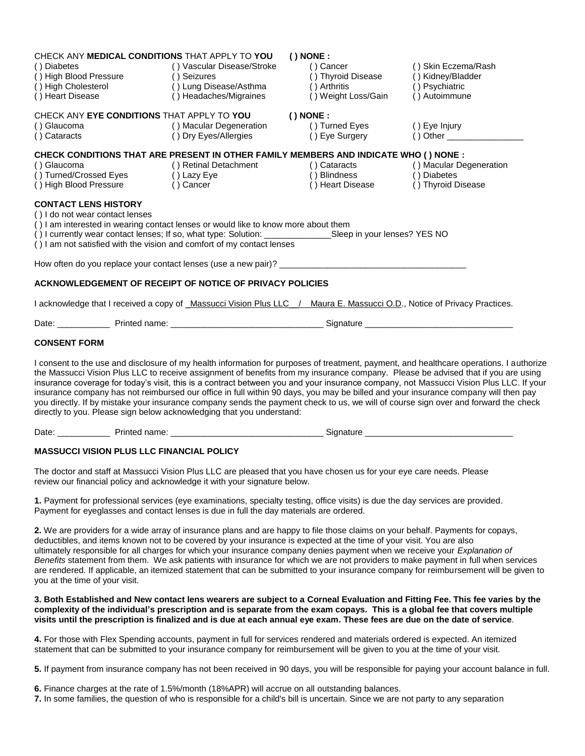CHECK ANY **MEDICAL CONDITIONS** THAT APPLY TO **YOU** **( ) NONE :**

| | | | |
|---|---|---|---|
| ( ) Diabetes | ( ) Vascular Disease/Stroke | ( ) Cancer | ( ) Skin Eczema/Rash |
| ( ) High Blood Pressure | ( ) Seizures | ( ) Thyroid Disease | ( ) Kidney/Bladder |
| ( ) High Cholesterol | ( ) Lung Disease/Asthma | ( ) Arthritis | ( ) Psychiatric |
| ( ) Heart Disease | ( ) Headaches/Migraines | ( ) Weight Loss/Gain | ( ) Autoimmune |

CHECK ANY **EYE CONDITIONS** THAT APPLY TO **YOU** **( ) NONE :**

| | | | |
|---|---|---|---|
| ( ) Glaucoma | ( ) Macular Degeneration | ( ) Turned Eyes | ( ) Eye Injury |
| ( ) Cataracts | ( ) Dry Eyes/Allergies | ( ) Eye Surgery | ( ) Other ________________ |

**CHECK CONDITIONS THAT ARE PRESENT IN OTHER FAMILY MEMBERS AND INDICATE WHO ( ) NONE :**

| | | | |
|---|---|---|---|
| ( ) Glaucoma | ( ) Retinal Detachment | ( ) Cataracts | ( ) Macular Degeneration |
| ( ) Turned/Crossed Eyes | ( ) Lazy Eye | ( ) Blindness | ( ) Diabetes |
| ( ) High Blood Pressure | ( ) Cancer | ( ) Heart Disease | ( ) Thyroid Disease |

**CONTACT LENS HISTORY**

( ) I do not wear contact lenses
( ) I am interested in wearing contact lenses or would like to know more about them
( ) I currently wear contact lenses; If so, what type: Solution: ______________Sleep in your lenses? YES NO
( ) I am not satisfied with the vision and comfort of my contact lenses

How often do you replace your contact lenses (use a new pair)? _______________________________________

**ACKNOWLEDGEMENT OF RECEIPT OF NOTICE OF PRIVACY POLICIES**

I acknowledge that I received a copy of Massucci Vision Plus LLC / Maura E. Massucci O.D., Notice of Privacy Practices.

Date: ___________ Printed name: _______________________________ Signature ______________________________

**CONSENT FORM**

I consent to the use and disclosure of my health information for purposes of treatment, payment, and healthcare operations. I authorize the Massucci Vision Plus LLC to receive assignment of benefits from my insurance company. Please be advised that if you are using insurance coverage for today's visit, this is a contract between you and your insurance company, not Massucci Vision Plus LLC. If your insurance company has not reimbursed our office in full within 90 days, you may be billed and your insurance company will then pay you directly. If by mistake your insurance company sends the payment check to us, we will of course sign over and forward the check directly to you. Please sign below acknowledging that you understand:

Date: ___________ Printed name: _______________________________ Signature ______________________________

**MASSUCCI VISION PLUS LLC FINANCIAL POLICY**

The doctor and staff at Massucci Vision Plus LLC are pleased that you have chosen us for your eye care needs. Please review our financial policy and acknowledge it with your signature below.

**1.** Payment for professional services (eye examinations, specialty testing, office visits) is due the day services are provided. Payment for eyeglasses and contact lenses is due in full the day materials are ordered.

**2.** We are providers for a wide array of insurance plans and are happy to file those claims on your behalf. Payments for copays, deductibles, and items known not to be covered by your insurance is expected at the time of your visit. You are also ultimately responsible for all charges for which your insurance company denies payment when we receive your *Explanation of Benefits* statement from them. We ask patients with insurance for which we are not providers to make payment in full when services are rendered. If applicable, an itemized statement that can be submitted to your insurance company for reimbursement will be given to you at the time of your visit.

**3. Both Established and New contact lens wearers are subject to a Corneal Evaluation and Fitting Fee. This fee varies by the complexity of the individual's prescription and is separate from the exam copays. This is a global fee that covers multiple visits until the prescription is finalized and is due at each annual eye exam. These fees are due on the date of service**.

**4.** For those with Flex Spending accounts, payment in full for services rendered and materials ordered is expected. An itemized statement that can be submitted to your insurance company for reimbursement will be given to you at the time of your visit.

**5.** If payment from insurance company has not been received in 90 days, you will be responsible for paying your account balance in full.

**6.** Finance charges at the rate of 1.5%/month (18%APR) will accrue on all outstanding balances.

**7.** In some families, the question of who is responsible for a child's bill is uncertain. Since we are not party to any separation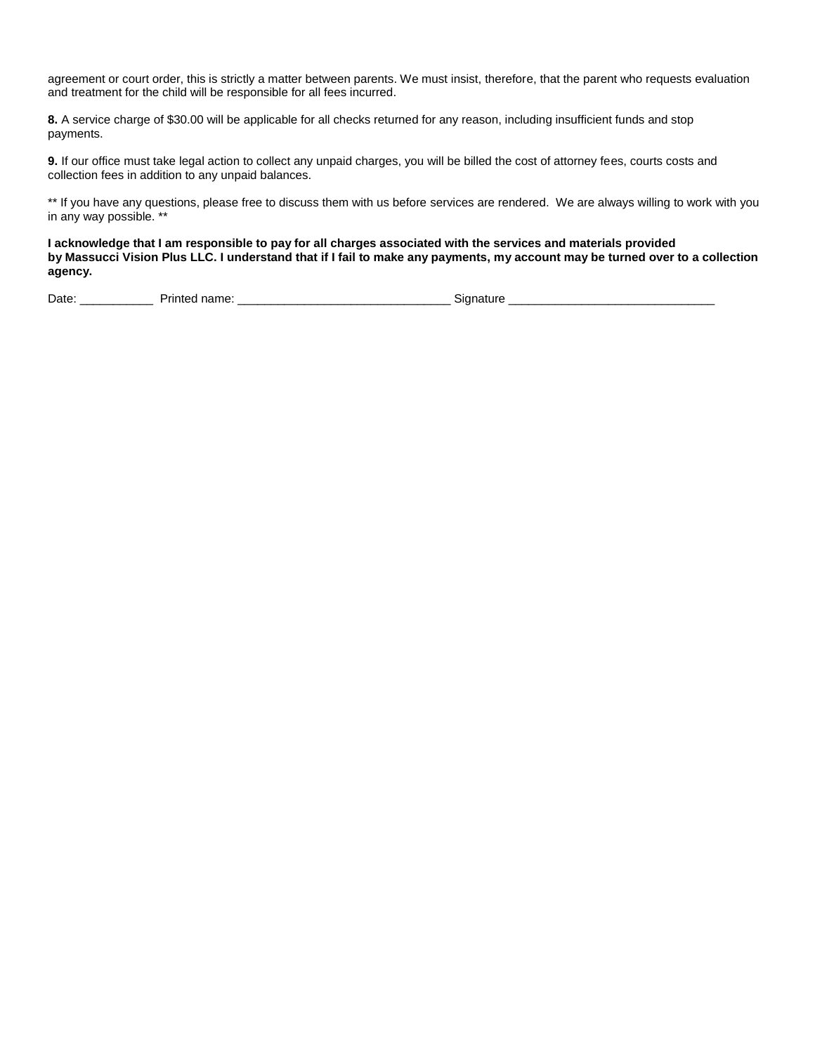agreement or court order, this is strictly a matter between parents. We must insist, therefore, that the parent who requests evaluation and treatment for the child will be responsible for all fees incurred.

**8.** A service charge of $30.00 will be applicable for all checks returned for any reason, including insufficient funds and stop payments.

**9.** If our office must take legal action to collect any unpaid charges, you will be billed the cost of attorney fees, courts costs and collection fees in addition to any unpaid balances.

** If you have any questions, please free to discuss them with us before services are rendered. We are always willing to work with you in any way possible. **

**I acknowledge that I am responsible to pay for all charges associated with the services and materials provided by Massucci Vision Plus LLC. I understand that if I fail to make any payments, my account may be turned over to a collection agency.**

Date: ___________ Printed name: _______________________________ Signature ______________________________